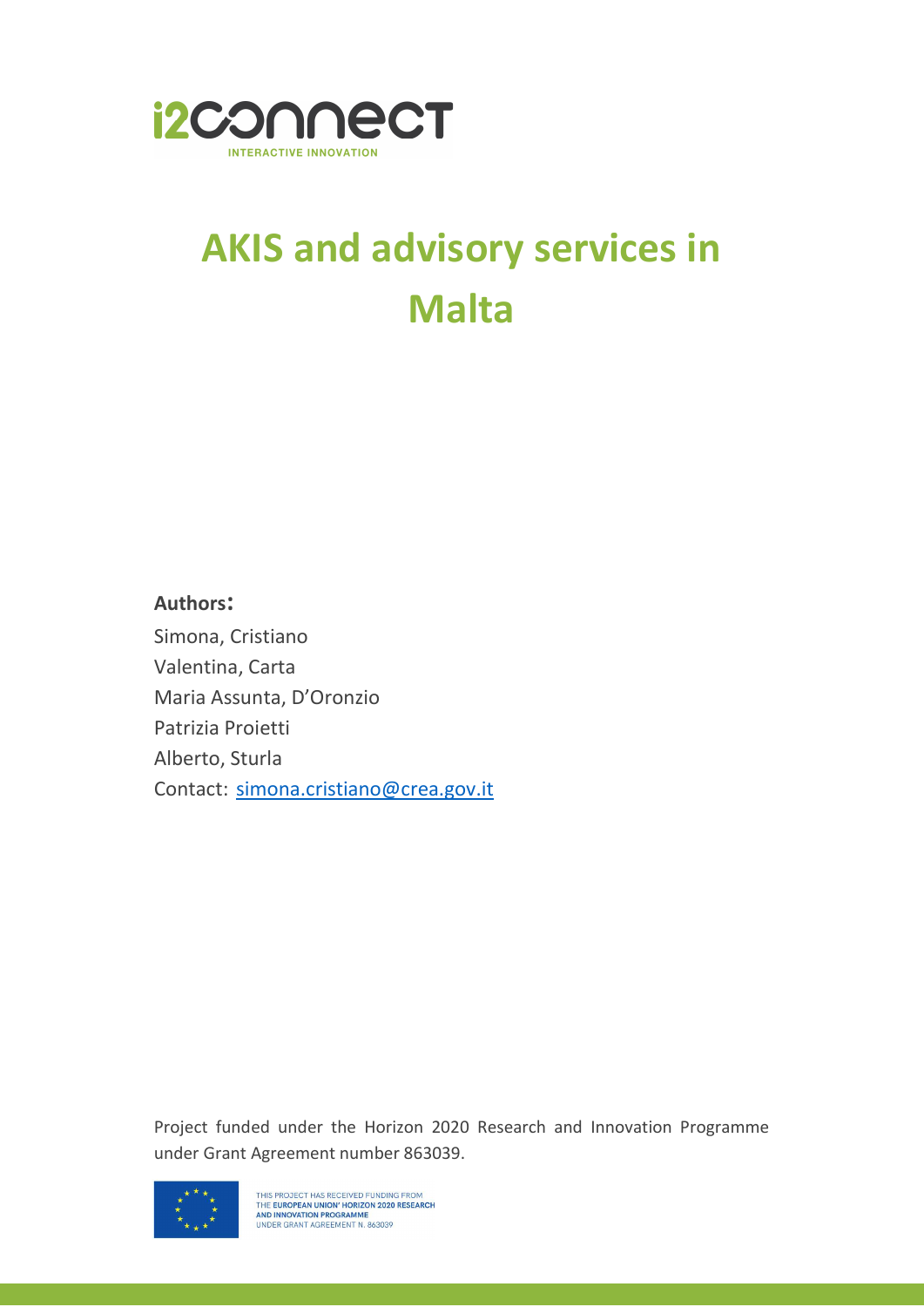i2connect

INTERACTIVE INNOVATION

# AKIS and advisory services in Malta

**Authors:**

Simona, Cristiano

Valentina, Carta

Maria Assunta, D'Oronzio

Patrizia Proietti

Alberto, Sturla

Contact: simona.cristiano@crea.gov.it

Project funded under the Horizon 2020 Research and Innovation Programme under Grant Agreement number 863039.

THIS PROJECT HAS RECEIVED FUNDING FROM THE EUROPEAN UNION' HORIZON 2020 RESEARCH AND INNOVATION PROGRAMME UNDER GRANT AGREEMENT N. 863039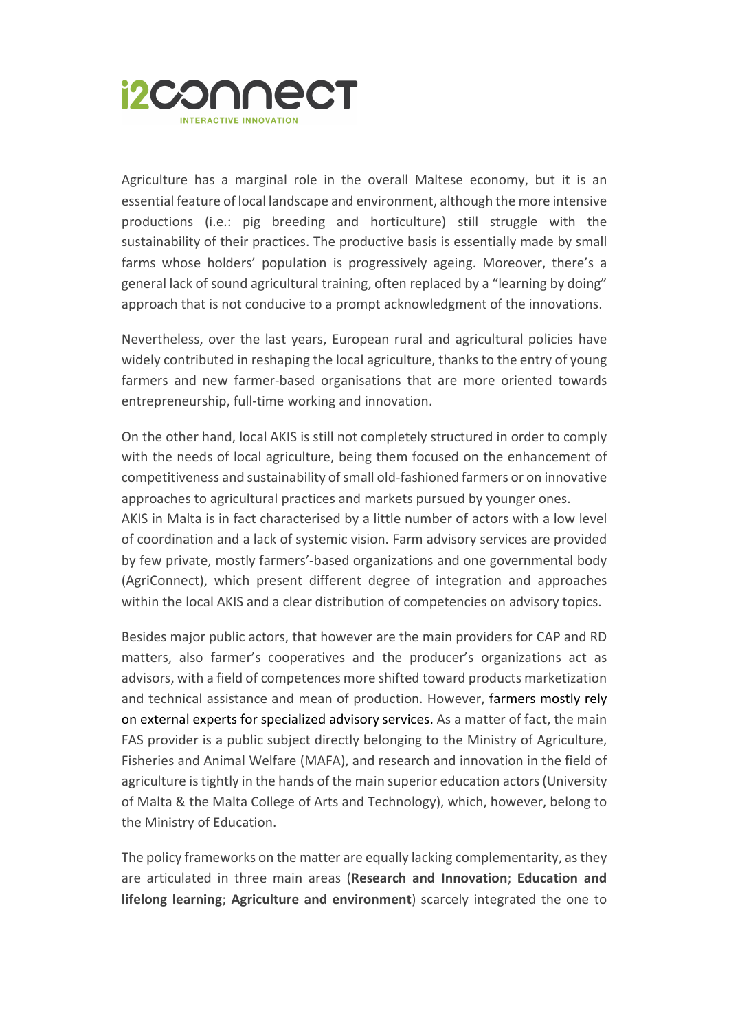Agriculture has a marginal role in the overall Maltese economy, but it is an essential feature of local landscape and environment, although the more intensive productions (i.e.: pig breeding and horticulture) still struggle with the sustainability of their practices. The productive basis is essentially made by small farms whose holders' population is progressively ageing. Moreover, there's a general lack of sound agricultural training, often replaced by a "learning by doing" approach that is not conducive to a prompt acknowledgment of the innovations.

Nevertheless, over the last years, European rural and agricultural policies have widely contributed in reshaping the local agriculture, thanks to the entry of young farmers and new farmer-based organisations that are more oriented towards entrepreneurship, full-time working and innovation.

On the other hand, local AKIS is still not completely structured in order to comply with the needs of local agriculture, being them focused on the enhancement of competitiveness and sustainability of small old-fashioned farmers or on innovative approaches to agricultural practices and markets pursued by younger ones.
AKIS in Malta is in fact characterised by a little number of actors with a low level of coordination and a lack of systemic vision. Farm advisory services are provided by few private, mostly farmers'-based organizations and one governmental body (AgriConnect), which present different degree of integration and approaches within the local AKIS and a clear distribution of competencies on advisory topics.

Besides major public actors, that however are the main providers for CAP and RD matters, also farmer's cooperatives and the producer's organizations act as advisors, with a field of competences more shifted toward products marketization and technical assistance and mean of production. However, farmers mostly rely on external experts for specialized advisory services. As a matter of fact, the main FAS provider is a public subject directly belonging to the Ministry of Agriculture, Fisheries and Animal Welfare (MAFA), and research and innovation in the field of agriculture is tightly in the hands of the main superior education actors (University of Malta & the Malta College of Arts and Technology), which, however, belong to the Ministry of Education.

The policy frameworks on the matter are equally lacking complementarity, as they are articulated in three main areas (**Research and Innovation**; **Education and lifelong learning**; **Agriculture and environment**) scarcely integrated the one to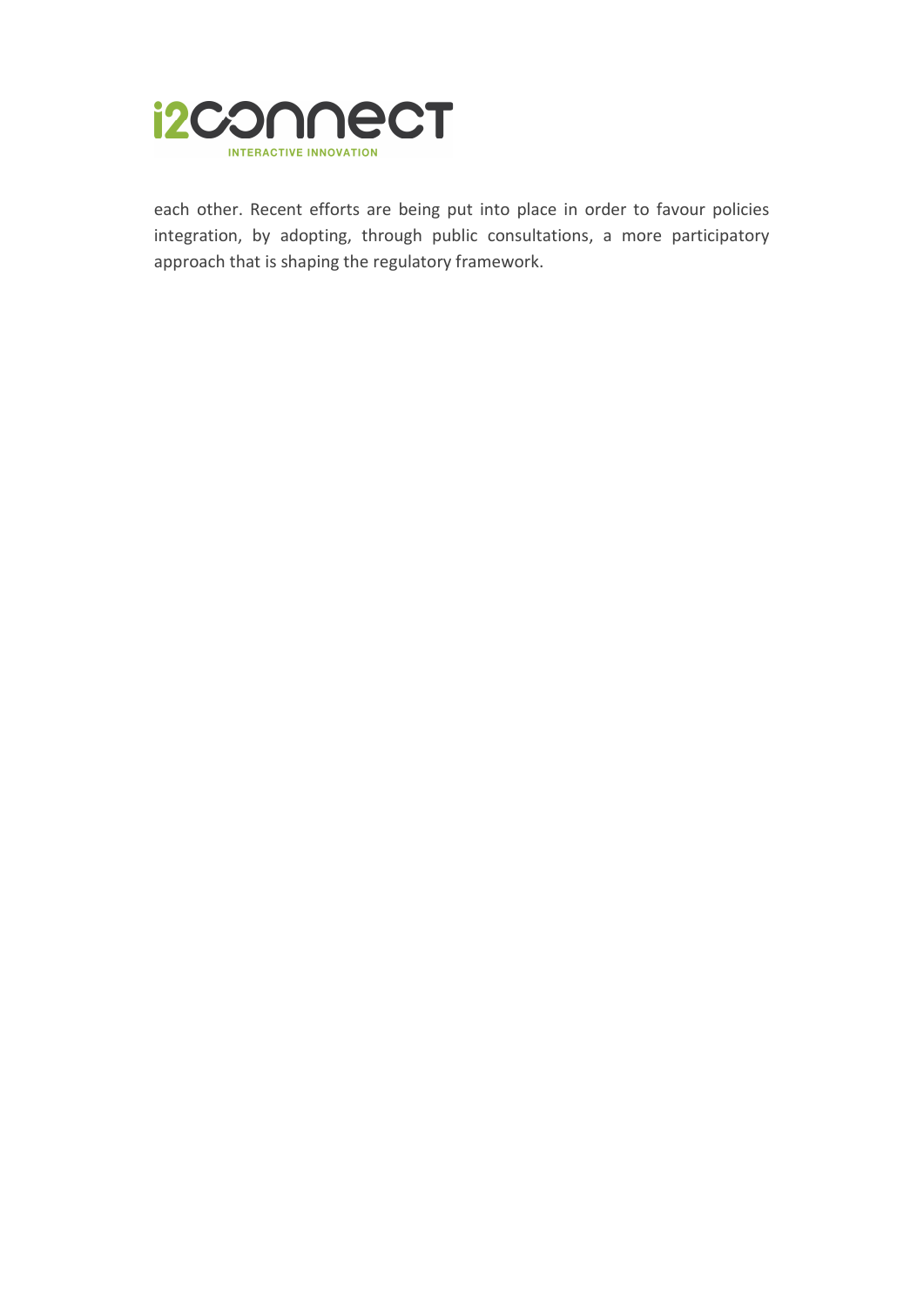each other. Recent efforts are being put into place in order to favour policies integration, by adopting, through public consultations, a more participatory approach that is shaping the regulatory framework.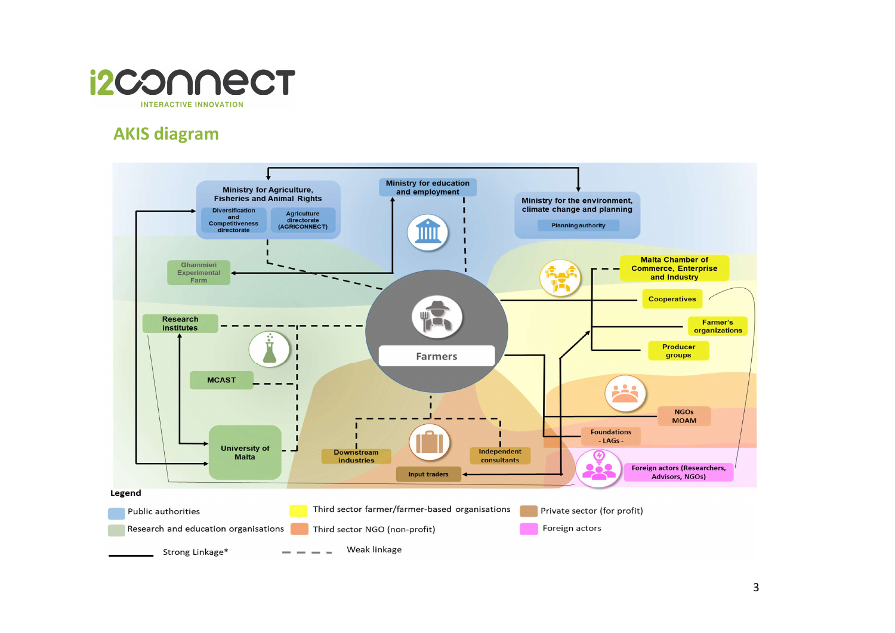i2connect
INTERACTIVE INNOVATION

## AKIS diagram

Ministry for Agriculture, Fisheries and Animal Rights
Diversification and Competitiveness directorate
Agriculture directorate (AGRICONNECT)

Ministry for education and employment

Ministry for the environment, climate change and planning
Planning authority

Ghammieri Experimental Farm

Malta Chamber of Commerce, Enterprise and Industry

Cooperatives

Research institutes

Farmer's organizations

Farmers

Producer groups

MCAST

NGOs
MOAM

Foundations
- LAGs -

University of Malta

Downstream industries

Independent consultants

Foreign actors (Researchers, Advisors, NGOs)

Input traders

Legend

Public authorities
Research and education organisations
Third sector farmer/farmer-based organisations
Third sector NGO (non-profit)
Private sector (for profit)
Foreign actors
Strong Linkage*
Weak linkage